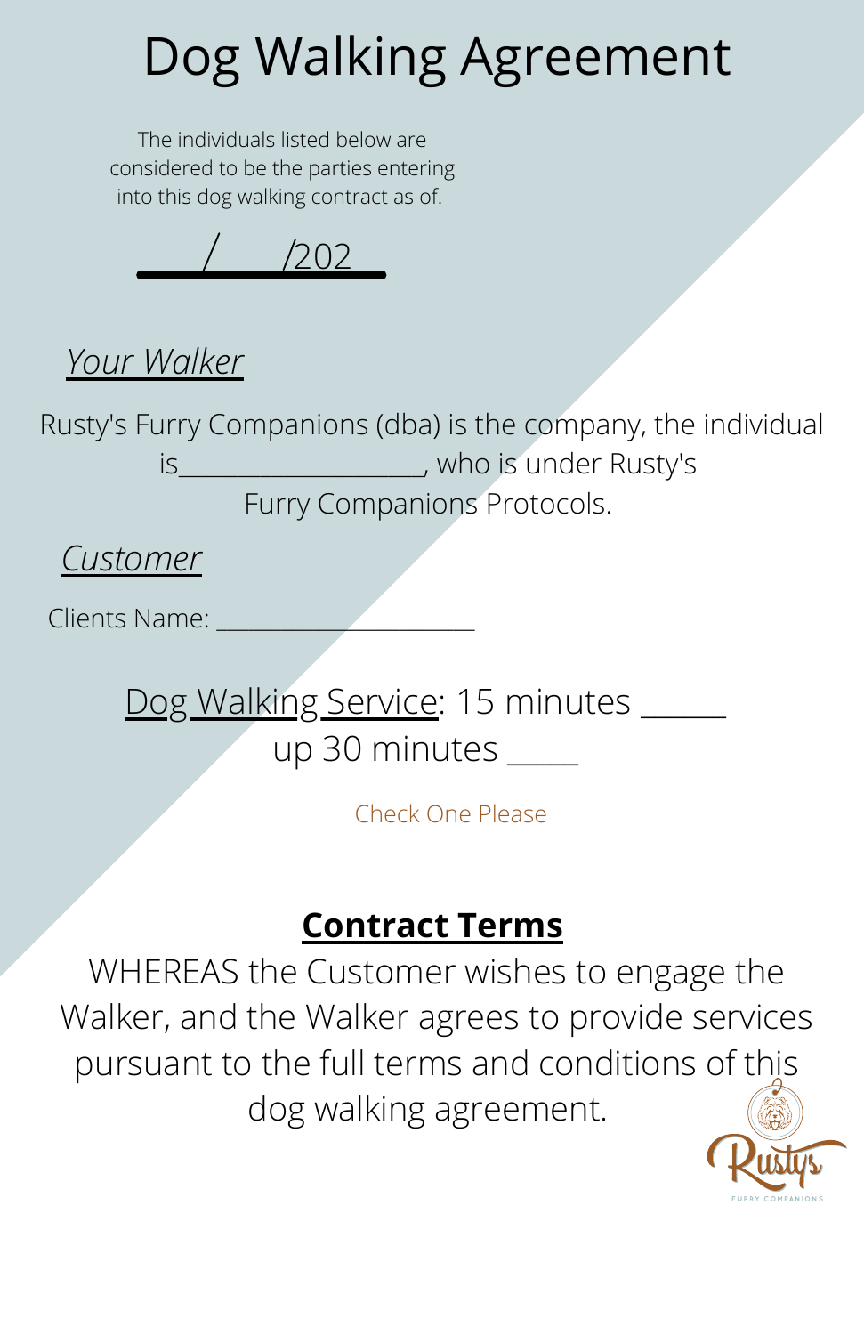# Dog Walking Agreement

The individuals listed below are considered to be the parties entering into this dog walking contract as of.

____/____/202__

## *Your Walker*

Rusty's Furry Companions (dba) is the company, the individual is___________________, who is under Rusty's Furry Companions Protocols.

## *Customer*

Clients Name: _____________________

Dog Walking Service: 15 minutes _____
up 30 minutes ____

Check One Please

## **Contract Terms**

WHEREAS the Customer wishes to engage the Walker, and the Walker agrees to provide services pursuant to the full terms and conditions of this dog walking agreement.

Rustys
FURRY COMPANIONS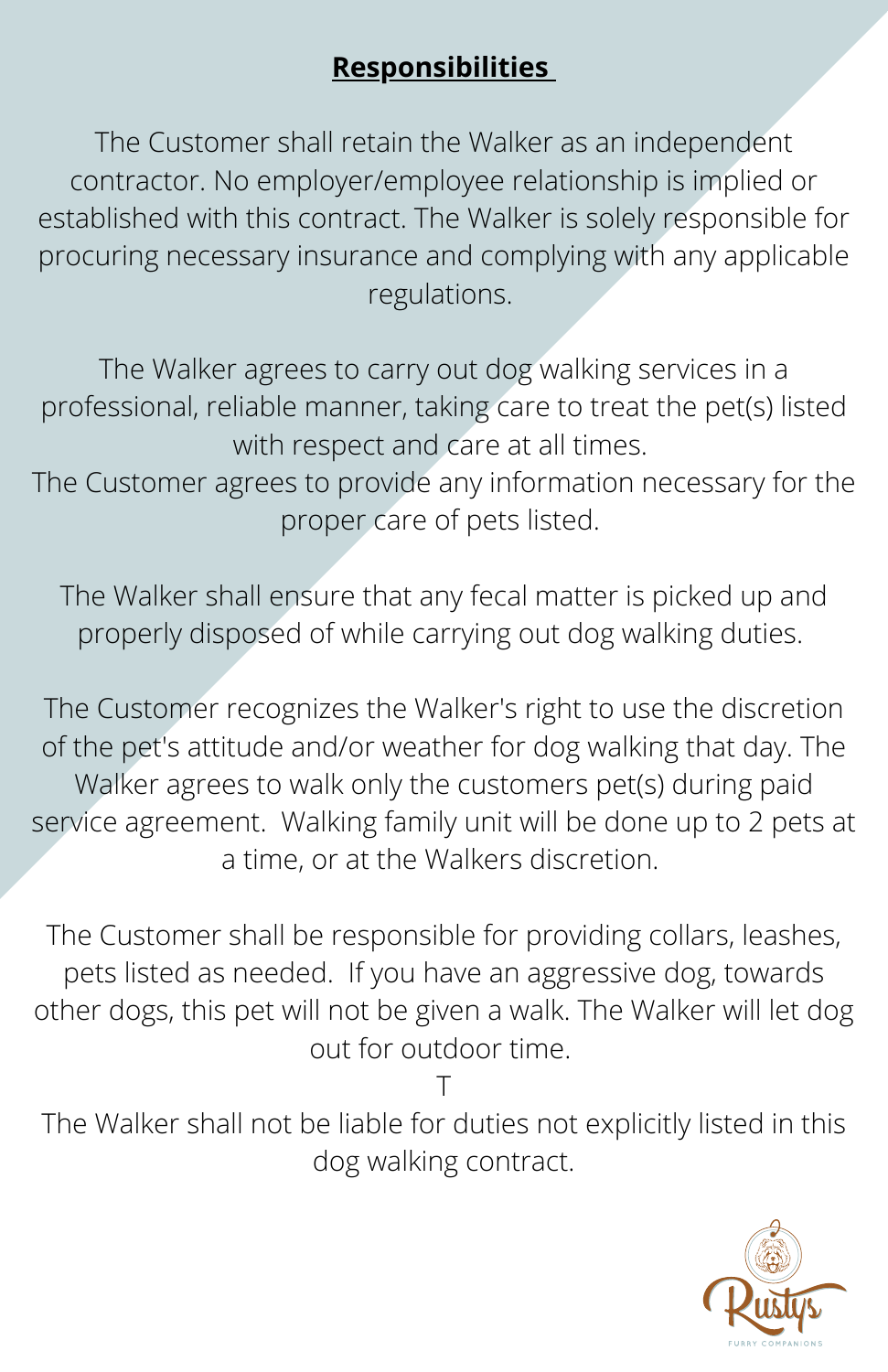## **Responsibilities**

The Customer shall retain the Walker as an independent contractor. No employer/employee relationship is implied or established with this contract. The Walker is solely responsible for procuring necessary insurance and complying with any applicable regulations.

The Walker agrees to carry out dog walking services in a professional, reliable manner, taking care to treat the pet(s) listed with respect and care at all times.
The Customer agrees to provide any information necessary for the proper care of pets listed.

The Walker shall ensure that any fecal matter is picked up and properly disposed of while carrying out dog walking duties.

The Customer recognizes the Walker's right to use the discretion of the pet's attitude and/or weather for dog walking that day. The Walker agrees to walk only the customers pet(s) during paid service agreement. Walking family unit will be done up to 2 pets at a time, or at the Walkers discretion.

The Customer shall be responsible for providing collars, leashes, pets listed as needed. If you have an aggressive dog, towards other dogs, this pet will not be given a walk. The Walker will let dog out for outdoor time.
T
The Walker shall not be liable for duties not explicitly listed in this dog walking contract.

Rustys
FURRY COMPANIONS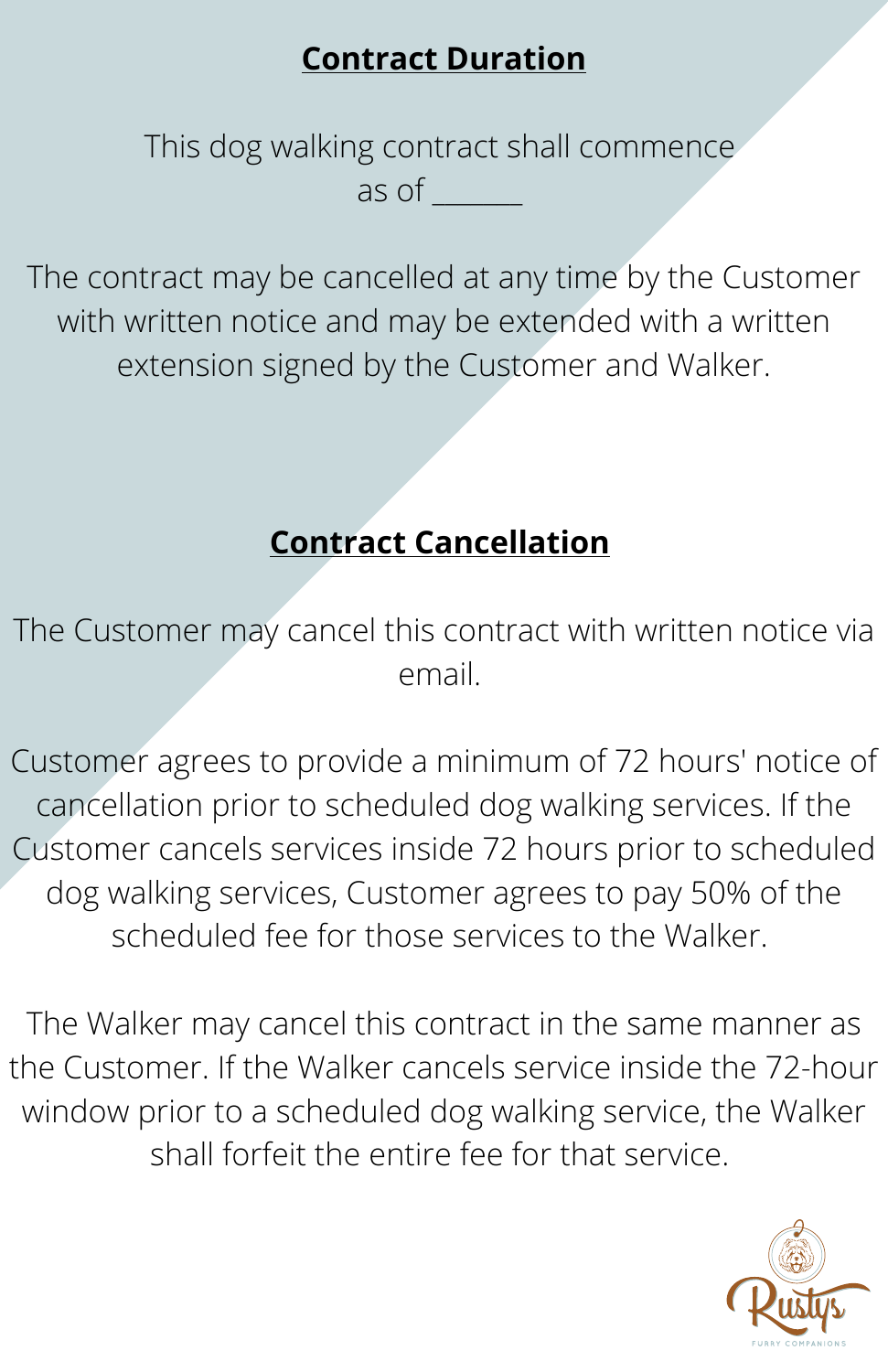## <u>Contract Duration</u>

This dog walking contract shall commence as of ______

The contract may be cancelled at any time by the Customer with written notice and may be extended with a written extension signed by the Customer and Walker.

## <u>Contract Cancellation</u>

The Customer may cancel this contract with written notice via email.

Customer agrees to provide a minimum of 72 hours' notice of cancellation prior to scheduled dog walking services. If the Customer cancels services inside 72 hours prior to scheduled dog walking services, Customer agrees to pay 50% of the scheduled fee for those services to the Walker.

The Walker may cancel this contract in the same manner as the Customer. If the Walker cancels service inside the 72-hour window prior to a scheduled dog walking service, the Walker shall forfeit the entire fee for that service.

Rusty's
FURRY COMPANIONS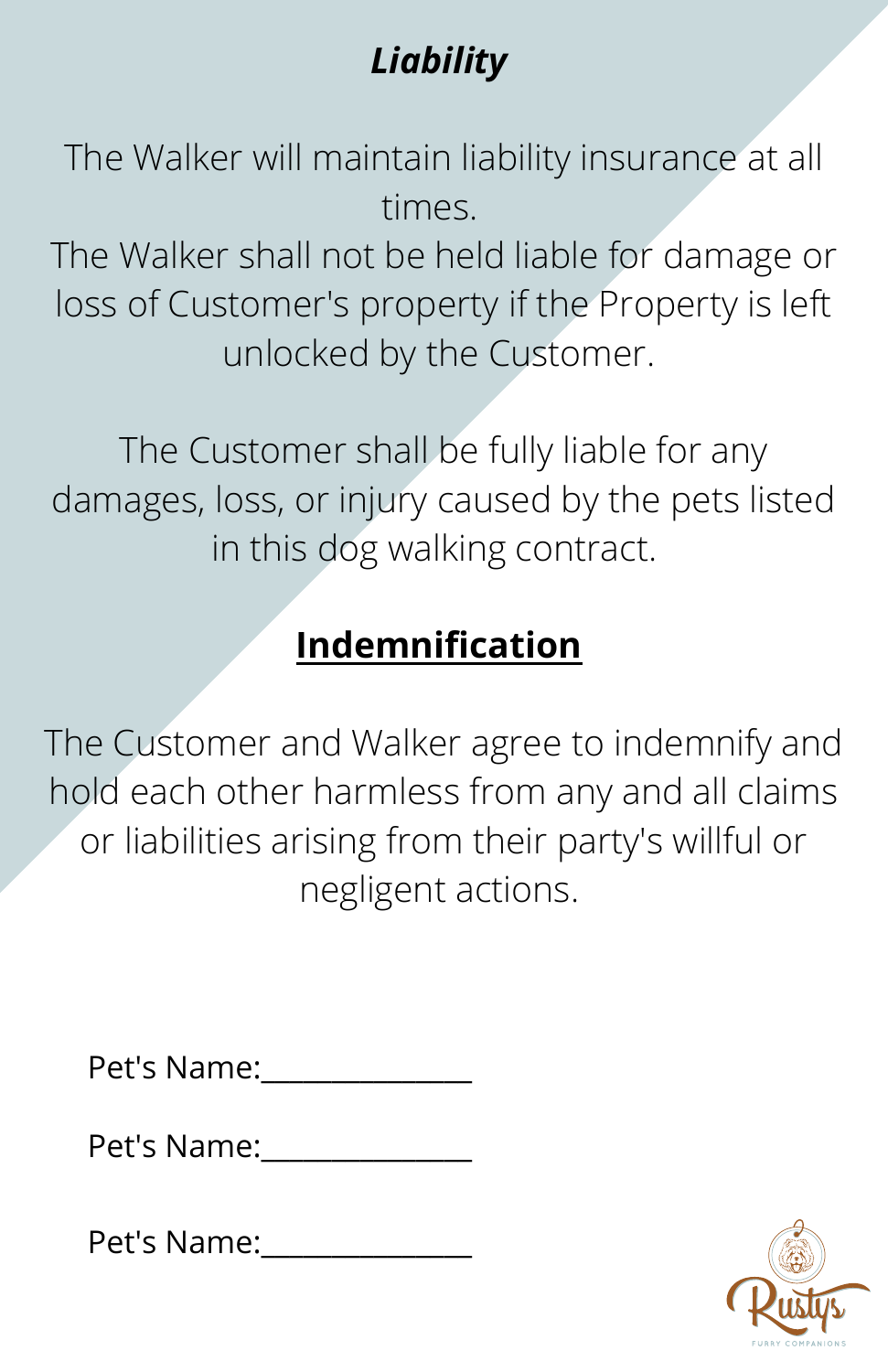## *Liability*

The Walker will maintain liability insurance at all times.
The Walker shall not be held liable for damage or loss of Customer's property if the Property is left unlocked by the Customer.

The Customer shall be fully liable for any damages, loss, or injury caused by the pets listed in this dog walking contract.

## Indemnification

The Customer and Walker agree to indemnify and hold each other harmless from any and all claims or liabilities arising from their party's willful or negligent actions.

Pet's Name:_______________

Pet's Name:_______________

Pet's Name:_______________

Rustys
FURRY COMPANIONS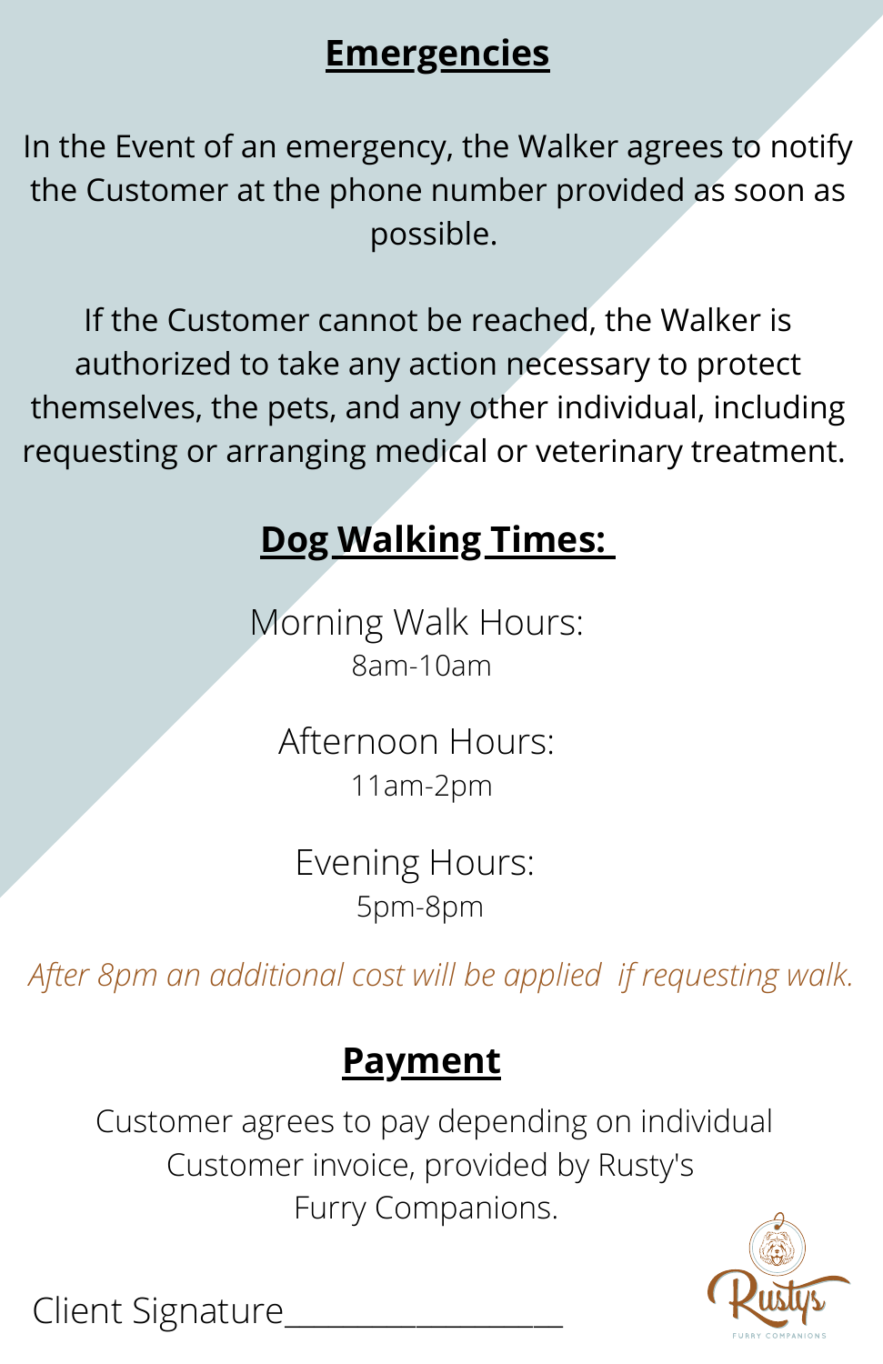## Emergencies

In the Event of an emergency, the Walker agrees to notify the Customer at the phone number provided as soon as possible.

If the Customer cannot be reached, the Walker is authorized to take any action necessary to protect themselves, the pets, and any other individual, including requesting or arranging medical or veterinary treatment.

## Dog Walking Times:

Morning Walk Hours:
8am-10am

Afternoon Hours:
11am-2pm

Evening Hours:
5pm-8pm

*After 8pm an additional cost will be applied if requesting walk.*

## Payment

Customer agrees to pay depending on individual Customer invoice, provided by Rusty's Furry Companions.

Client Signature________________

Rustys
FURRY COMPANIONS